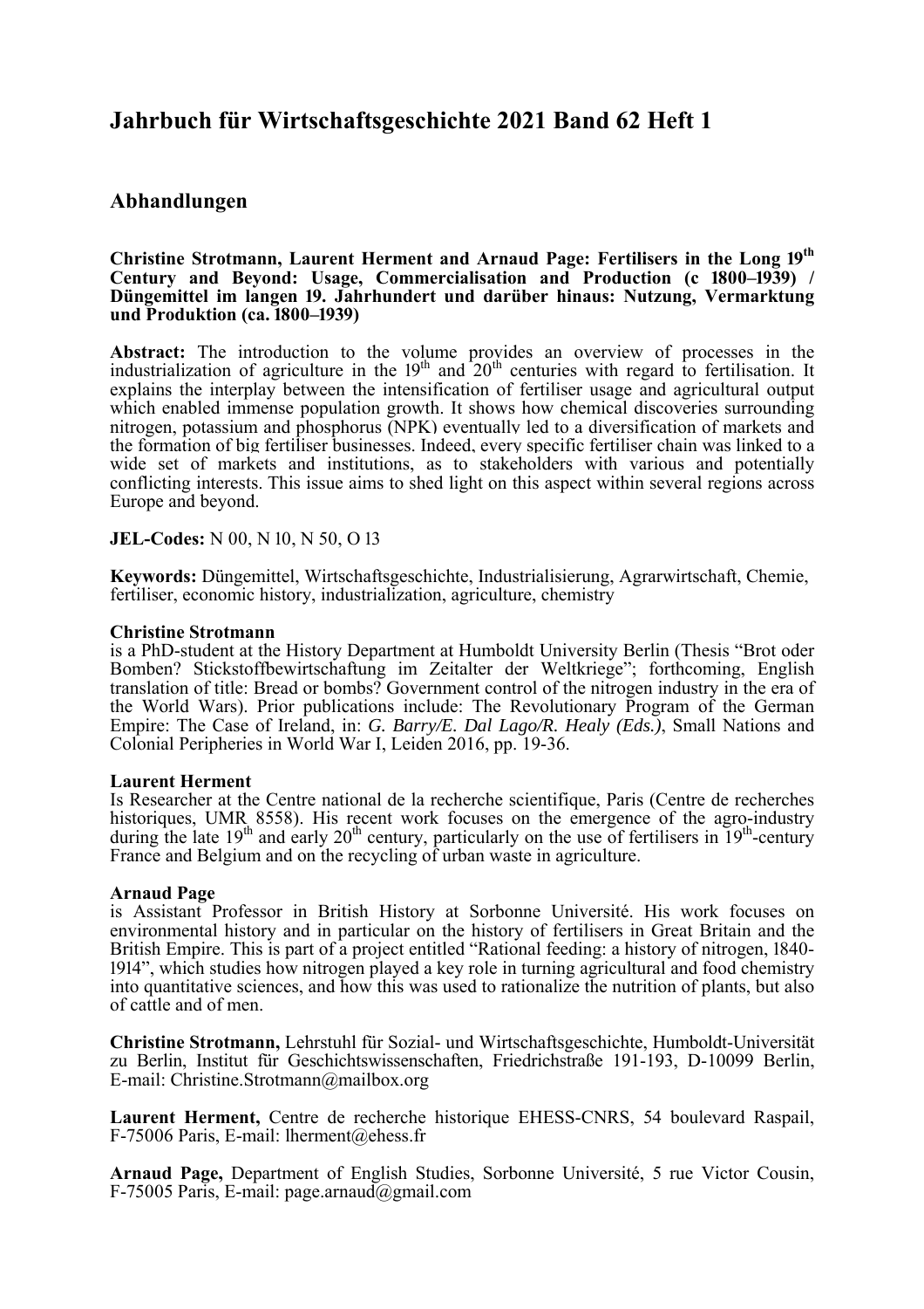# Jahrbuch für Wirtschaftsgeschichte 2021 Band 62 Heft 1

## Abhandlungen

**Christine Strotmann, Laurent Herment and Arnaud Page: Fertilisers in the Long 19th Century and Beyond: Usage, Commercialisation and Production (c 1800–1939) / Düngemittel im langen 19. Jahrhundert und darüber hinaus: Nutzung, Vermarktung und Produktion (ca. 1800–1939)**

**Abstract:** The introduction to the volume provides an overview of processes in the industrialization of agriculture in the 19th and 20th centuries with regard to fertilisation. It explains the interplay between the intensification of fertiliser usage and agricultural output which enabled immense population growth. It shows how chemical discoveries surrounding nitrogen, potassium and phosphorus (NPK) eventually led to a diversification of markets and the formation of big fertiliser businesses. Indeed, every specific fertiliser chain was linked to a wide set of markets and institutions, as to stakeholders with various and potentially conflicting interests. This issue aims to shed light on this aspect within several regions across Europe and beyond.

**JEL-Codes:** N 00, N 10, N 50, O 13

**Keywords:** Düngemittel, Wirtschaftsgeschichte, Industrialisierung, Agrarwirtschaft, Chemie, fertiliser, economic history, industrialization, agriculture, chemistry

**Christine Strotmann**
is a PhD-student at the History Department at Humboldt University Berlin (Thesis "Brot oder Bomben? Stickstoffbewirtschaftung im Zeitalter der Weltkriege"; forthcoming, English translation of title: Bread or bombs? Government control of the nitrogen industry in the era of the World Wars). Prior publications include: The Revolutionary Program of the German Empire: The Case of Ireland, in: *G. Barry/E. Dal Lago/R. Healy (Eds.)*, Small Nations and Colonial Peripheries in World War I, Leiden 2016, pp. 19-36.

**Laurent Herment**
Is Researcher at the Centre national de la recherche scientifique, Paris (Centre de recherches historiques, UMR 8558). His recent work focuses on the emergence of the agro-industry during the late 19th and early 20th century, particularly on the use of fertilisers in 19th-century France and Belgium and on the recycling of urban waste in agriculture.

**Arnaud Page**
is Assistant Professor in British History at Sorbonne Université. His work focuses on environmental history and in particular on the history of fertilisers in Great Britain and the British Empire. This is part of a project entitled "Rational feeding: a history of nitrogen, 1840-1914", which studies how nitrogen played a key role in turning agricultural and food chemistry into quantitative sciences, and how this was used to rationalize the nutrition of plants, but also of cattle and of men.

**Christine Strotmann,** Lehrstuhl für Sozial- und Wirtschaftsgeschichte, Humboldt-Universität zu Berlin, Institut für Geschichtswissenschaften, Friedrichstraße 191-193, D-10099 Berlin, E-mail: Christine.Strotmann@mailbox.org

**Laurent Herment,** Centre de recherche historique EHESS-CNRS, 54 boulevard Raspail, F-75006 Paris, E-mail: lherment@ehess.fr

**Arnaud Page,** Department of English Studies, Sorbonne Université, 5 rue Victor Cousin, F-75005 Paris, E-mail: page.arnaud@gmail.com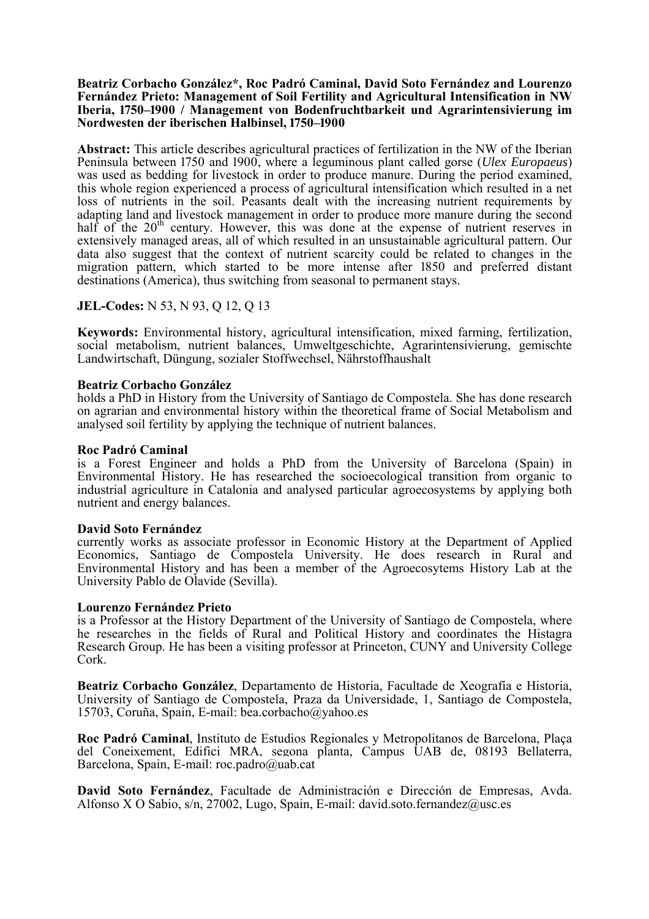**Beatriz Corbacho González*, Roc Padró Caminal, David Soto Fernández and Lourenzo Fernández Prieto: Management of Soil Fertility and Agricultural Intensification in NW Iberia, 1750–1900 / Management von Bodenfruchtbarkeit und Agrarintensivierung im Nordwesten der iberischen Halbinsel, 1750–1900**

**Abstract:** This article describes agricultural practices of fertilization in the NW of the Iberian Peninsula between 1750 and 1900, where a leguminous plant called gorse (*Ulex Europaeus*) was used as bedding for livestock in order to produce manure. During the period examined, this whole region experienced a process of agricultural intensification which resulted in a net loss of nutrients in the soil. Peasants dealt with the increasing nutrient requirements by adapting land and livestock management in order to produce more manure during the second half of the 20$^{th}$ century. However, this was done at the expense of nutrient reserves in extensively managed areas, all of which resulted in an unsustainable agricultural pattern. Our data also suggest that the context of nutrient scarcity could be related to changes in the migration pattern, which started to be more intense after 1850 and preferred distant destinations (America), thus switching from seasonal to permanent stays.

**JEL-Codes:** N 53, N 93, Q 12, Q 13

**Keywords:** Environmental history, agricultural intensification, mixed farming, fertilization, social metabolism, nutrient balances, Umweltgeschichte, Agrarintensivierung, gemischte Landwirtschaft, Düngung, sozialer Stoffwechsel, Nährstoffhaushalt

**Beatriz Corbacho González**
holds a PhD in History from the University of Santiago de Compostela. She has done research on agrarian and environmental history within the theoretical frame of Social Metabolism and analysed soil fertility by applying the technique of nutrient balances.

**Roc Padró Caminal**
is a Forest Engineer and holds a PhD from the University of Barcelona (Spain) in Environmental History. He has researched the socioecological transition from organic to industrial agriculture in Catalonia and analysed particular agroecosystems by applying both nutrient and energy balances.

**David Soto Fernández**
currently works as associate professor in Economic History at the Department of Applied Economics, Santiago de Compostela University. He does research in Rural and Environmental History and has been a member of the Agroecosytems History Lab at the University Pablo de Olavide (Sevilla).

**Lourenzo Fernández Prieto**
is a Professor at the History Department of the University of Santiago de Compostela, where he researches in the fields of Rural and Political History and coordinates the Histagra Research Group. He has been a visiting professor at Princeton, CUNY and University College Cork.

**Beatriz Corbacho González**, Departamento de Historia, Facultade de Xeografía e Historia, University of Santiago de Compostela, Praza da Universidade, 1, Santiago de Compostela, 15703, Coruña, Spain, E-mail: bea.corbacho@yahoo.es

**Roc Padró Caminal**, Instituto de Estudios Regionales y Metropolitanos de Barcelona, Plaça del Coneixement, Edifici MRA, segona planta, Campus UAB de, 08193 Bellaterra, Barcelona, Spain, E-mail: roc.padro@uab.cat

**David Soto Fernández**, Facultade de Administración e Dirección de Empresas, Avda. Alfonso X O Sabio, s/n, 27002, Lugo, Spain, E-mail: david.soto.fernandez@usc.es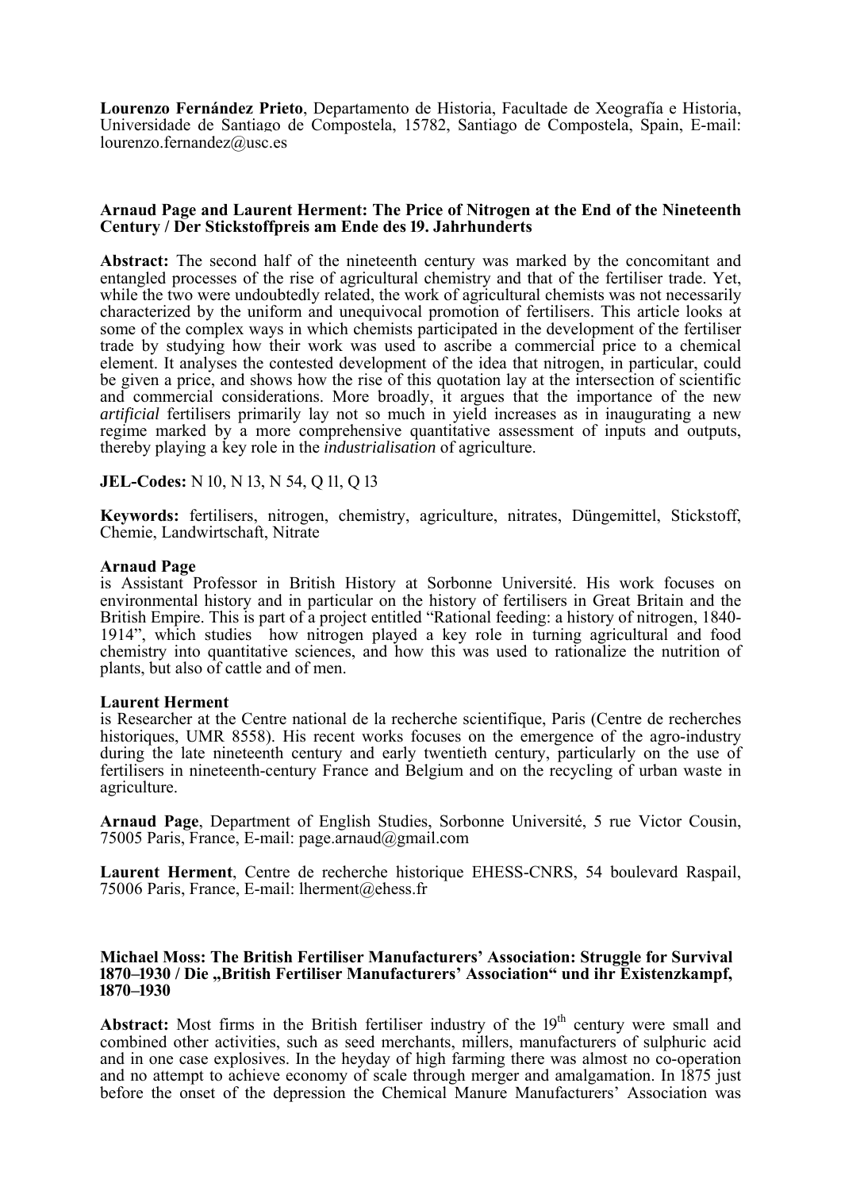**Lourenzo Fernández Prieto**, Departamento de Historia, Facultade de Xeografía e Historia, Universidade de Santiago de Compostela, 15782, Santiago de Compostela, Spain, E-mail: lourenzo.fernandez@usc.es

### Arnaud Page and Laurent Herment: The Price of Nitrogen at the End of the Nineteenth Century / Der Stickstoffpreis am Ende des 19. Jahrhunderts

**Abstract:** The second half of the nineteenth century was marked by the concomitant and entangled processes of the rise of agricultural chemistry and that of the fertiliser trade. Yet, while the two were undoubtedly related, the work of agricultural chemists was not necessarily characterized by the uniform and unequivocal promotion of fertilisers. This article looks at some of the complex ways in which chemists participated in the development of the fertiliser trade by studying how their work was used to ascribe a commercial price to a chemical element. It analyses the contested development of the idea that nitrogen, in particular, could be given a price, and shows how the rise of this quotation lay at the intersection of scientific and commercial considerations. More broadly, it argues that the importance of the new *artificial* fertilisers primarily lay not so much in yield increases as in inaugurating a new regime marked by a more comprehensive quantitative assessment of inputs and outputs, thereby playing a key role in the *industrialisation* of agriculture.

**JEL-Codes:** N 10, N 13, N 54, Q 11, Q 13

**Keywords:** fertilisers, nitrogen, chemistry, agriculture, nitrates, Düngemittel, Stickstoff, Chemie, Landwirtschaft, Nitrate

**Arnaud Page**
is Assistant Professor in British History at Sorbonne Université. His work focuses on environmental history and in particular on the history of fertilisers in Great Britain and the British Empire. This is part of a project entitled "Rational feeding: a history of nitrogen, 1840-1914", which studies how nitrogen played a key role in turning agricultural and food chemistry into quantitative sciences, and how this was used to rationalize the nutrition of plants, but also of cattle and of men.

**Laurent Herment**
is Researcher at the Centre national de la recherche scientifique, Paris (Centre de recherches historiques, UMR 8558). His recent works focuses on the emergence of the agro-industry during the late nineteenth century and early twentieth century, particularly on the use of fertilisers in nineteenth-century France and Belgium and on the recycling of urban waste in agriculture.

**Arnaud Page**, Department of English Studies, Sorbonne Université, 5 rue Victor Cousin, 75005 Paris, France, E-mail: page.arnaud@gmail.com

**Laurent Herment**, Centre de recherche historique EHESS-CNRS, 54 boulevard Raspail, 75006 Paris, France, E-mail: lherment@ehess.fr

### Michael Moss: The British Fertiliser Manufacturers' Association: Struggle for Survival 1870–1930 / Die „British Fertiliser Manufacturers' Association" und ihr Existenzkampf, 1870–1930

**Abstract:** Most firms in the British fertiliser industry of the 19th century were small and combined other activities, such as seed merchants, millers, manufacturers of sulphuric acid and in one case explosives. In the heyday of high farming there was almost no co-operation and no attempt to achieve economy of scale through merger and amalgamation. In 1875 just before the onset of the depression the Chemical Manure Manufacturers' Association was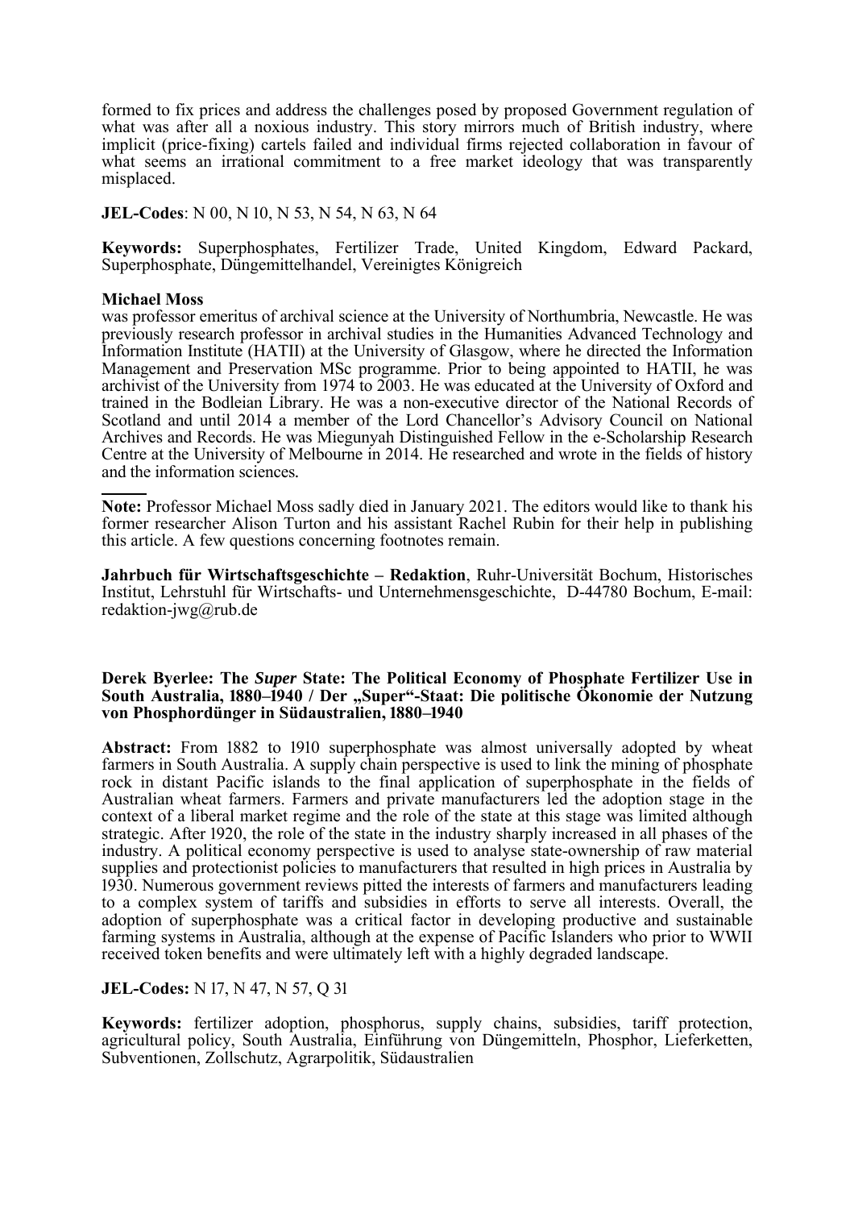formed to fix prices and address the challenges posed by proposed Government regulation of what was after all a noxious industry. This story mirrors much of British industry, where implicit (price-fixing) cartels failed and individual firms rejected collaboration in favour of what seems an irrational commitment to a free market ideology that was transparently misplaced.

**JEL-Codes**: N 00, N 10, N 53, N 54, N 63, N 64

**Keywords:** Superphosphates, Fertilizer Trade, United Kingdom, Edward Packard, Superphosphate, Düngemittelhandel, Vereinigtes Königreich

**Michael Moss**
was professor emeritus of archival science at the University of Northumbria, Newcastle. He was previously research professor in archival studies in the Humanities Advanced Technology and Information Institute (HATII) at the University of Glasgow, where he directed the Information Management and Preservation MSc programme. Prior to being appointed to HATII, he was archivist of the University from 1974 to 2003. He was educated at the University of Oxford and trained in the Bodleian Library. He was a non-executive director of the National Records of Scotland and until 2014 a member of the Lord Chancellor's Advisory Council on National Archives and Records. He was Miegunyah Distinguished Fellow in the e-Scholarship Research Centre at the University of Melbourne in 2014. He researched and wrote in the fields of history and the information sciences.

---

**Note:** Professor Michael Moss sadly died in January 2021. The editors would like to thank his former researcher Alison Turton and his assistant Rachel Rubin for their help in publishing this article. A few questions concerning footnotes remain.

**Jahrbuch für Wirtschaftsgeschichte – Redaktion**, Ruhr-Universität Bochum, Historisches Institut, Lehrstuhl für Wirtschafts- und Unternehmensgeschichte, D-44780 Bochum, E-mail: redaktion-jwg@rub.de

**Derek Byerlee: The *Super* State: The Political Economy of Phosphate Fertilizer Use in South Australia, 1880–1940 / Der „Super"-Staat: Die politische Ökonomie der Nutzung von Phosphordünger in Südaustralien, 1880–1940**

**Abstract:** From 1882 to 1910 superphosphate was almost universally adopted by wheat farmers in South Australia. A supply chain perspective is used to link the mining of phosphate rock in distant Pacific islands to the final application of superphosphate in the fields of Australian wheat farmers. Farmers and private manufacturers led the adoption stage in the context of a liberal market regime and the role of the state at this stage was limited although strategic. After 1920, the role of the state in the industry sharply increased in all phases of the industry. A political economy perspective is used to analyse state-ownership of raw material supplies and protectionist policies to manufacturers that resulted in high prices in Australia by 1930. Numerous government reviews pitted the interests of farmers and manufacturers leading to a complex system of tariffs and subsidies in efforts to serve all interests. Overall, the adoption of superphosphate was a critical factor in developing productive and sustainable farming systems in Australia, although at the expense of Pacific Islanders who prior to WWII received token benefits and were ultimately left with a highly degraded landscape.

**JEL-Codes:** N 17, N 47, N 57, Q 31

**Keywords:** fertilizer adoption, phosphorus, supply chains, subsidies, tariff protection, agricultural policy, South Australia, Einführung von Düngemitteln, Phosphor, Lieferketten, Subventionen, Zollschutz, Agrarpolitik, Südaustralien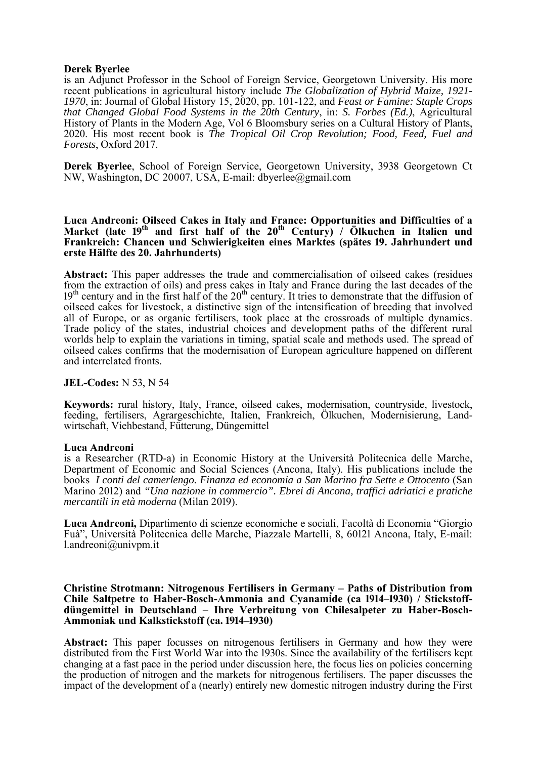**Derek Byerlee**
is an Adjunct Professor in the School of Foreign Service, Georgetown University. His more recent publications in agricultural history include *The Globalization of Hybrid Maize, 1921-1970*, in: Journal of Global History 15, 2020, pp. 101-122, and *Feast or Famine: Staple Crops that Changed Global Food Systems in the 20th Century*, in: *S. Forbes (Ed.)*, Agricultural History of Plants in the Modern Age, Vol 6 Bloomsbury series on a Cultural History of Plants, 2020. His most recent book is *The Tropical Oil Crop Revolution; Food, Feed, Fuel and Forests*, Oxford 2017.

**Derek Byerlee**, School of Foreign Service, Georgetown University, 3938 Georgetown Ct NW, Washington, DC 20007, USA, E-mail: dbyerlee@gmail.com

**Luca Andreoni: Oilseed Cakes in Italy and France: Opportunities and Difficulties of a Market (late 19th and first half of the 20th Century) / Ölkuchen in Italien und Frankreich: Chancen und Schwierigkeiten eines Marktes (spätes 19. Jahrhundert und erste Hälfte des 20. Jahrhunderts)**

**Abstract:** This paper addresses the trade and commercialisation of oilseed cakes (residues from the extraction of oils) and press cakes in Italy and France during the last decades of the 19th century and in the first half of the 20th century. It tries to demonstrate that the diffusion of oilseed cakes for livestock, a distinctive sign of the intensification of breeding that involved all of Europe, or as organic fertilisers, took place at the crossroads of multiple dynamics. Trade policy of the states, industrial choices and development paths of the different rural worlds help to explain the variations in timing, spatial scale and methods used. The spread of oilseed cakes confirms that the modernisation of European agriculture happened on different and interrelated fronts.

**JEL-Codes:** N 53, N 54

**Keywords:** rural history, Italy, France, oilseed cakes, modernisation, countryside, livestock, feeding, fertilisers, Agrargeschichte, Italien, Frankreich, Ölkuchen, Modernisierung, Landwirtschaft, Viehbestand, Fütterung, Düngemittel

**Luca Andreoni**
is a Researcher (RTD-a) in Economic History at the Università Politecnica delle Marche, Department of Economic and Social Sciences (Ancona, Italy). His publications include the books *I conti del camerlengo. Finanza ed economia a San Marino fra Sette e Ottocento* (San Marino 2012) and *"Una nazione in commercio". Ebrei di Ancona, traffici adriatici e pratiche mercantili in età moderna* (Milan 2019).

**Luca Andreoni,** Dipartimento di scienze economiche e sociali, Facoltà di Economia "Giorgio Fuà", Università Politecnica delle Marche, Piazzale Martelli, 8, 60121 Ancona, Italy, E-mail: l.andreoni@univpm.it

**Christine Strotmann: Nitrogenous Fertilisers in Germany – Paths of Distribution from Chile Saltpetre to Haber-Bosch-Ammonia and Cyanamide (ca 1914–1930) / Stickstoffdüngemittel in Deutschland – Ihre Verbreitung von Chilesalpeter zu Haber-Bosch-Ammoniak und Kalkstickstoff (ca. 1914–1930)**

**Abstract:** This paper focusses on nitrogenous fertilisers in Germany and how they were distributed from the First World War into the 1930s. Since the availability of the fertilisers kept changing at a fast pace in the period under discussion here, the focus lies on policies concerning the production of nitrogen and the markets for nitrogenous fertilisers. The paper discusses the impact of the development of a (nearly) entirely new domestic nitrogen industry during the First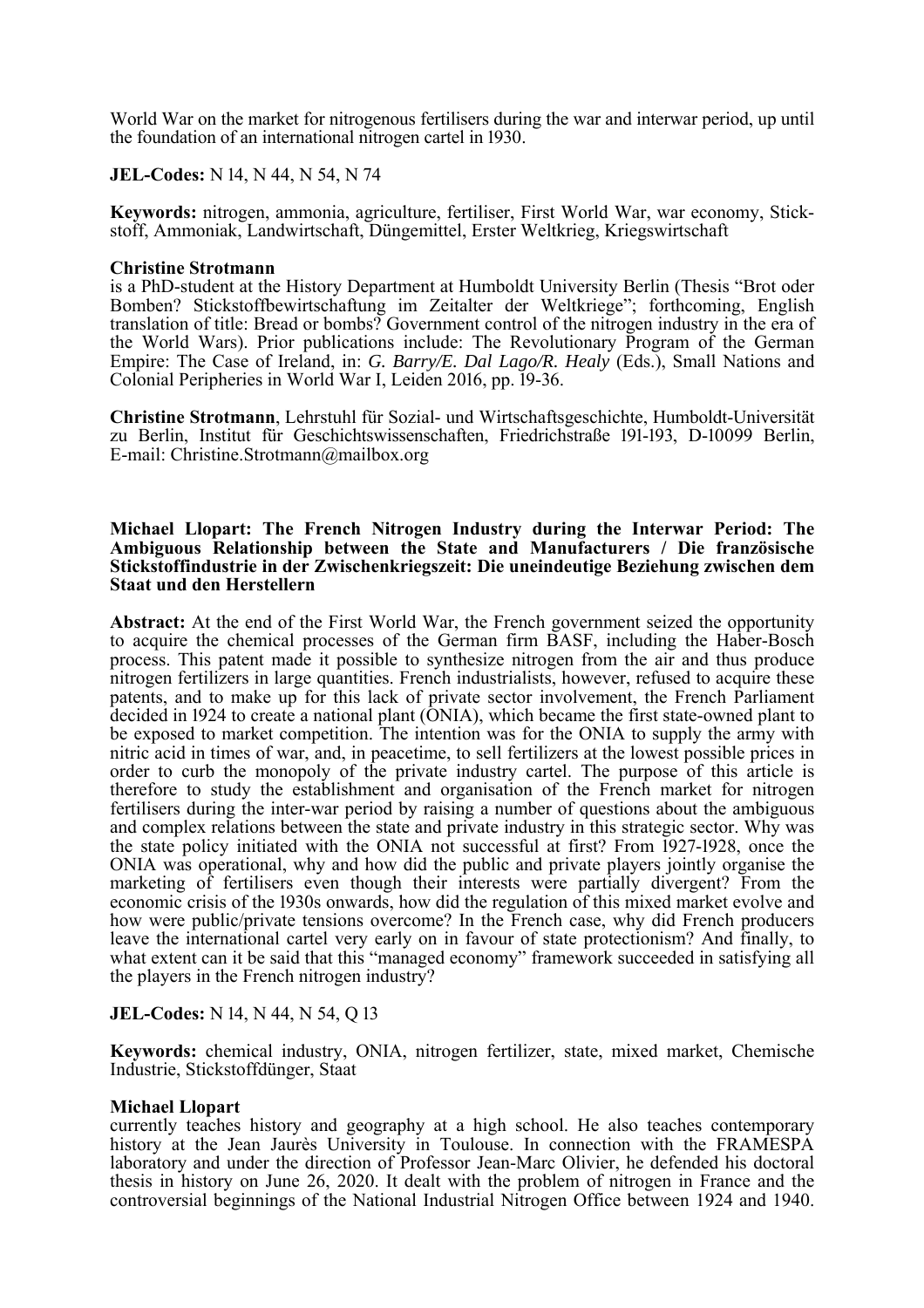World War on the market for nitrogenous fertilisers during the war and interwar period, up until the foundation of an international nitrogen cartel in 1930.

**JEL-Codes:** N 14, N 44, N 54, N 74

**Keywords:** nitrogen, ammonia, agriculture, fertiliser, First World War, war economy, Stickstoff, Ammoniak, Landwirtschaft, Düngemittel, Erster Weltkrieg, Kriegswirtschaft

**Christine Strotmann**
is a PhD-student at the History Department at Humboldt University Berlin (Thesis "Brot oder Bomben? Stickstoffbewirtschaftung im Zeitalter der Weltkriege"; forthcoming, English translation of title: Bread or bombs? Government control of the nitrogen industry in the era of the World Wars). Prior publications include: The Revolutionary Program of the German Empire: The Case of Ireland, in: *G. Barry/E. Dal Lago/R. Healy* (Eds.), Small Nations and Colonial Peripheries in World War I, Leiden 2016, pp. 19-36.

**Christine Strotmann**, Lehrstuhl für Sozial- und Wirtschaftsgeschichte, Humboldt-Universität zu Berlin, Institut für Geschichtswissenschaften, Friedrichstraße 191-193, D-10099 Berlin, E-mail: Christine.Strotmann@mailbox.org

**Michael Llopart: The French Nitrogen Industry during the Interwar Period: The Ambiguous Relationship between the State and Manufacturers / Die französische Stickstoffindustrie in der Zwischenkriegszeit: Die uneindeutige Beziehung zwischen dem Staat und den Herstellern**

**Abstract:** At the end of the First World War, the French government seized the opportunity to acquire the chemical processes of the German firm BASF, including the Haber-Bosch process. This patent made it possible to synthesize nitrogen from the air and thus produce nitrogen fertilizers in large quantities. French industrialists, however, refused to acquire these patents, and to make up for this lack of private sector involvement, the French Parliament decided in 1924 to create a national plant (ONIA), which became the first state-owned plant to be exposed to market competition. The intention was for the ONIA to supply the army with nitric acid in times of war, and, in peacetime, to sell fertilizers at the lowest possible prices in order to curb the monopoly of the private industry cartel. The purpose of this article is therefore to study the establishment and organisation of the French market for nitrogen fertilisers during the inter-war period by raising a number of questions about the ambiguous and complex relations between the state and private industry in this strategic sector. Why was the state policy initiated with the ONIA not successful at first? From 1927-1928, once the ONIA was operational, why and how did the public and private players jointly organise the marketing of fertilisers even though their interests were partially divergent? From the economic crisis of the 1930s onwards, how did the regulation of this mixed market evolve and how were public/private tensions overcome? In the French case, why did French producers leave the international cartel very early on in favour of state protectionism? And finally, to what extent can it be said that this "managed economy" framework succeeded in satisfying all the players in the French nitrogen industry?

**JEL-Codes:** N 14, N 44, N 54, Q 13

**Keywords:** chemical industry, ONIA, nitrogen fertilizer, state, mixed market, Chemische Industrie, Stickstoffdünger, Staat

**Michael Llopart**
currently teaches history and geography at a high school. He also teaches contemporary history at the Jean Jaurès University in Toulouse. In connection with the FRAMESPA laboratory and under the direction of Professor Jean-Marc Olivier, he defended his doctoral thesis in history on June 26, 2020. It dealt with the problem of nitrogen in France and the controversial beginnings of the National Industrial Nitrogen Office between 1924 and 1940.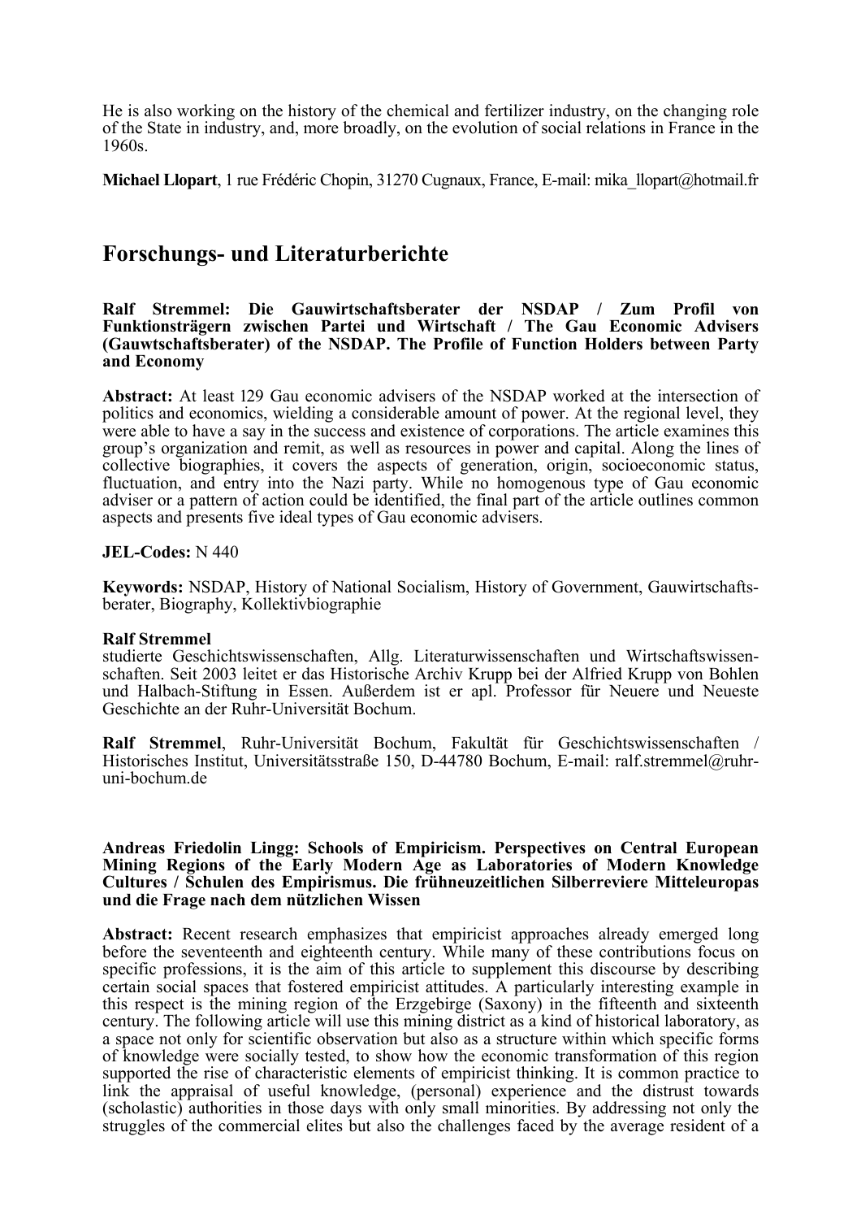He is also working on the history of the chemical and fertilizer industry, on the changing role of the State in industry, and, more broadly, on the evolution of social relations in France in the 1960s.

**Michael Llopart**, 1 rue Frédéric Chopin, 31270 Cugnaux, France, E-mail: mika_llopart@hotmail.fr

## Forschungs- und Literaturberichte

**Ralf Stremmel: Die Gauwirtschaftsberater der NSDAP / Zum Profil von Funktionsträgern zwischen Partei und Wirtschaft / The Gau Economic Advisers (Gauwtschaftsberater) of the NSDAP. The Profile of Function Holders between Party and Economy**

**Abstract:** At least 129 Gau economic advisers of the NSDAP worked at the intersection of politics and economics, wielding a considerable amount of power. At the regional level, they were able to have a say in the success and existence of corporations. The article examines this group's organization and remit, as well as resources in power and capital. Along the lines of collective biographies, it covers the aspects of generation, origin, socioeconomic status, fluctuation, and entry into the Nazi party. While no homogenous type of Gau economic adviser or a pattern of action could be identified, the final part of the article outlines common aspects and presents five ideal types of Gau economic advisers.

**JEL-Codes:** N 440

**Keywords:** NSDAP, History of National Socialism, History of Government, Gauwirtschaftsberater, Biography, Kollektivbiographie

**Ralf Stremmel**
studierte Geschichtswissenschaften, Allg. Literaturwissenschaften und Wirtschaftswissenschaften. Seit 2003 leitet er das Historische Archiv Krupp bei der Alfried Krupp von Bohlen und Halbach-Stiftung in Essen. Außerdem ist er apl. Professor für Neuere und Neueste Geschichte an der Ruhr-Universität Bochum.

**Ralf Stremmel**, Ruhr-Universität Bochum, Fakultät für Geschichtswissenschaften / Historisches Institut, Universitätsstraße 150, D-44780 Bochum, E-mail: ralf.stremmel@ruhr-uni-bochum.de

**Andreas Friedolin Lingg: Schools of Empiricism. Perspectives on Central European Mining Regions of the Early Modern Age as Laboratories of Modern Knowledge Cultures / Schulen des Empirismus. Die frühneuzeitlichen Silberreviere Mitteleuropas und die Frage nach dem nützlichen Wissen**

**Abstract:** Recent research emphasizes that empiricist approaches already emerged long before the seventeenth and eighteenth century. While many of these contributions focus on specific professions, it is the aim of this article to supplement this discourse by describing certain social spaces that fostered empiricist attitudes. A particularly interesting example in this respect is the mining region of the Erzgebirge (Saxony) in the fifteenth and sixteenth century. The following article will use this mining district as a kind of historical laboratory, as a space not only for scientific observation but also as a structure within which specific forms of knowledge were socially tested, to show how the economic transformation of this region supported the rise of characteristic elements of empiricist thinking. It is common practice to link the appraisal of useful knowledge, (personal) experience and the distrust towards (scholastic) authorities in those days with only small minorities. By addressing not only the struggles of the commercial elites but also the challenges faced by the average resident of a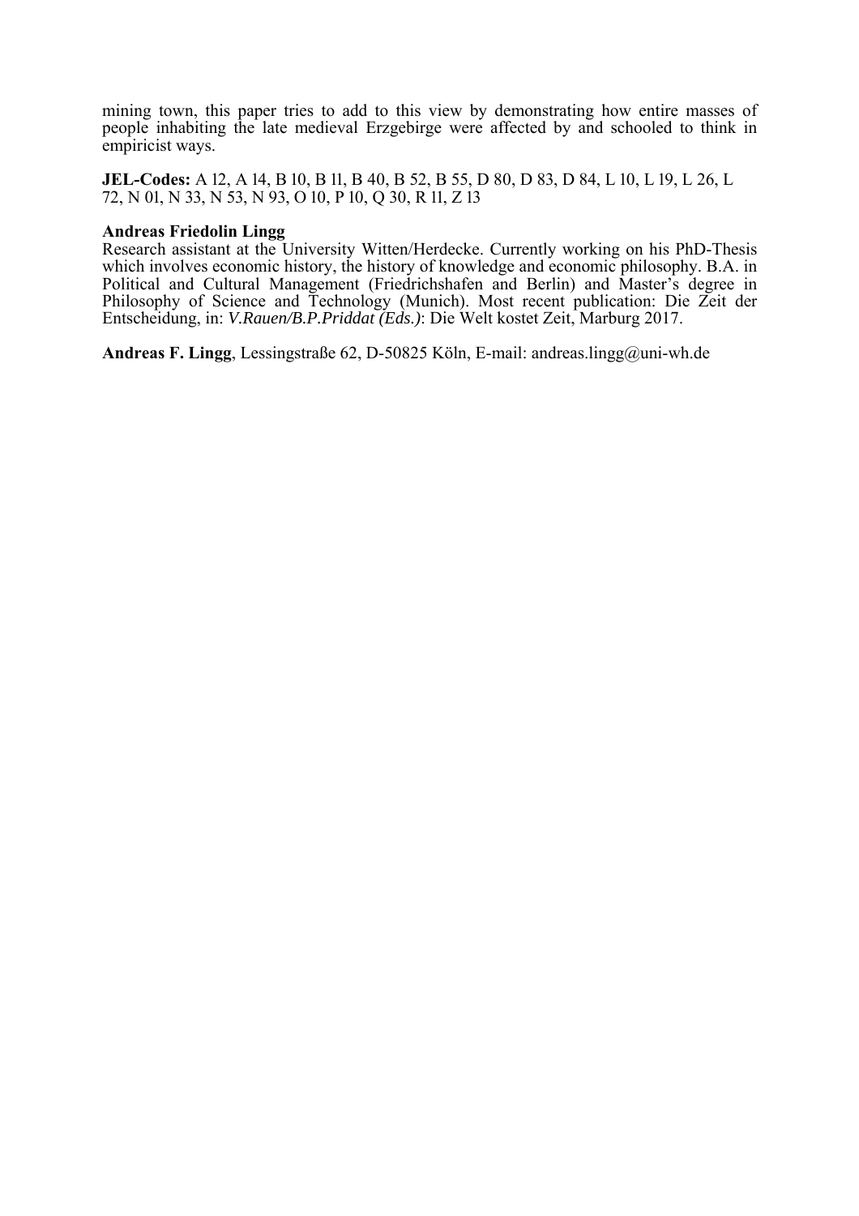mining town, this paper tries to add to this view by demonstrating how entire masses of people inhabiting the late medieval Erzgebirge were affected by and schooled to think in empiricist ways.

**JEL-Codes:** A 12, A 14, B 10, B 11, B 40, B 52, B 55, D 80, D 83, D 84, L 10, L 19, L 26, L 72, N 01, N 33, N 53, N 93, O 10, P 10, Q 30, R 11, Z 13

**Andreas Friedolin Lingg**
Research assistant at the University Witten/Herdecke. Currently working on his PhD-Thesis which involves economic history, the history of knowledge and economic philosophy. B.A. in Political and Cultural Management (Friedrichshafen and Berlin) and Master's degree in Philosophy of Science and Technology (Munich). Most recent publication: Die Zeit der Entscheidung, in: *V.Rauen/B.P.Priddat (Eds.)*: Die Welt kostet Zeit, Marburg 2017.

**Andreas F. Lingg**, Lessingstraße 62, D-50825 Köln, E-mail: andreas.lingg@uni-wh.de